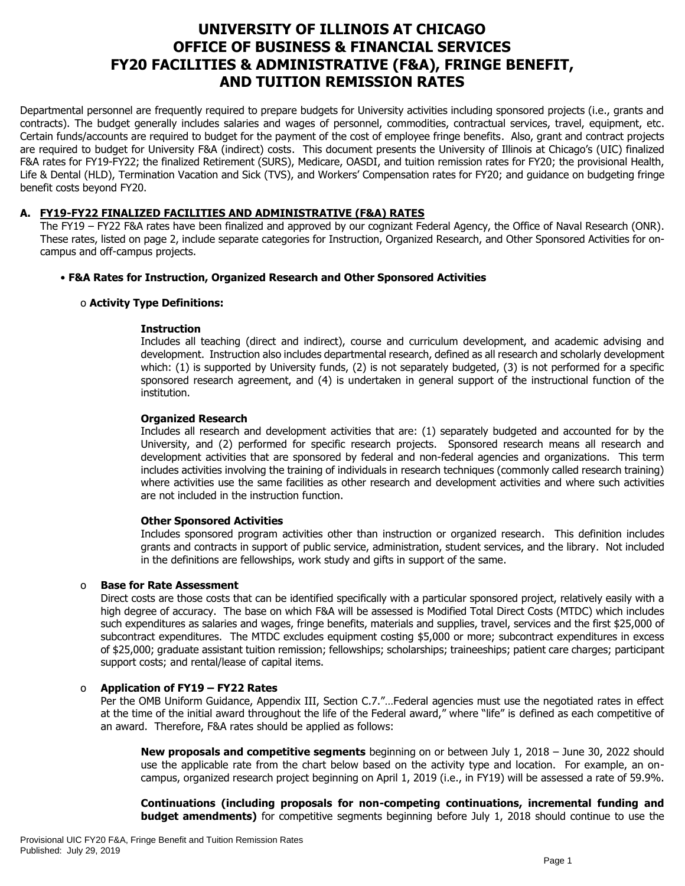# UNIVERSITY OF ILLINOIS AT CHICAGO
# OFFICE OF BUSINESS & FINANCIAL SERVICES
# FY20 FACILITIES & ADMINISTRATIVE (F&A), FRINGE BENEFIT, AND TUITION REMISSION RATES

Departmental personnel are frequently required to prepare budgets for University activities including sponsored projects (i.e., grants and contracts). The budget generally includes salaries and wages of personnel, commodities, contractual services, travel, equipment, etc. Certain funds/accounts are required to budget for the payment of the cost of employee fringe benefits. Also, grant and contract projects are required to budget for University F&A (indirect) costs. This document presents the University of Illinois at Chicago's (UIC) finalized F&A rates for FY19-FY22; the finalized Retirement (SURS), Medicare, OASDI, and tuition remission rates for FY20; the provisional Health, Life & Dental (HLD), Termination Vacation and Sick (TVS), and Workers' Compensation rates for FY20; and guidance on budgeting fringe benefit costs beyond FY20.

## A. FY19-FY22 FINALIZED FACILITIES AND ADMINISTRATIVE (F&A) RATES

The FY19 – FY22 F&A rates have been finalized and approved by our cognizant Federal Agency, the Office of Naval Research (ONR). These rates, listed on page 2, include separate categories for Instruction, Organized Research, and Other Sponsored Activities for on-campus and off-campus projects.

- **F&A Rates for Instruction, Organized Research and Other Sponsored Activities**

  - **Activity Type Definitions:**

    **Instruction**
    Includes all teaching (direct and indirect), course and curriculum development, and academic advising and development. Instruction also includes departmental research, defined as all research and scholarly development which: (1) is supported by University funds, (2) is not separately budgeted, (3) is not performed for a specific sponsored research agreement, and (4) is undertaken in general support of the instructional function of the institution.

    **Organized Research**
    Includes all research and development activities that are: (1) separately budgeted and accounted for by the University, and (2) performed for specific research projects. Sponsored research means all research and development activities that are sponsored by federal and non-federal agencies and organizations. This term includes activities involving the training of individuals in research techniques (commonly called research training) where activities use the same facilities as other research and development activities and where such activities are not included in the instruction function.

    **Other Sponsored Activities**
    Includes sponsored program activities other than instruction or organized research. This definition includes grants and contracts in support of public service, administration, student services, and the library. Not included in the definitions are fellowships, work study and gifts in support of the same.

  - **Base for Rate Assessment**
    Direct costs are those costs that can be identified specifically with a particular sponsored project, relatively easily with a high degree of accuracy. The base on which F&A will be assessed is Modified Total Direct Costs (MTDC) which includes such expenditures as salaries and wages, fringe benefits, materials and supplies, travel, services and the first $25,000 of subcontract expenditures. The MTDC excludes equipment costing $5,000 or more; subcontract expenditures in excess of $25,000; graduate assistant tuition remission; fellowships; scholarships; traineeships; patient care charges; participant support costs; and rental/lease of capital items.

  - **Application of FY19 – FY22 Rates**
    Per the OMB Uniform Guidance, Appendix III, Section C.7."…Federal agencies must use the negotiated rates in effect at the time of the initial award throughout the life of the Federal award," where "life" is defined as each competitive of an award. Therefore, F&A rates should be applied as follows:

    **New proposals and competitive segments** beginning on or between July 1, 2018 – June 30, 2022 should use the applicable rate from the chart below based on the activity type and location. For example, an on-campus, organized research project beginning on April 1, 2019 (i.e., in FY19) will be assessed a rate of 59.9%.

    **Continuations (including proposals for non-competing continuations, incremental funding and budget amendments)** for competitive segments beginning before July 1, 2018 should continue to use the

Provisional UIC FY20 F&A, Fringe Benefit and Tuition Remission Rates
Published: July 29, 2019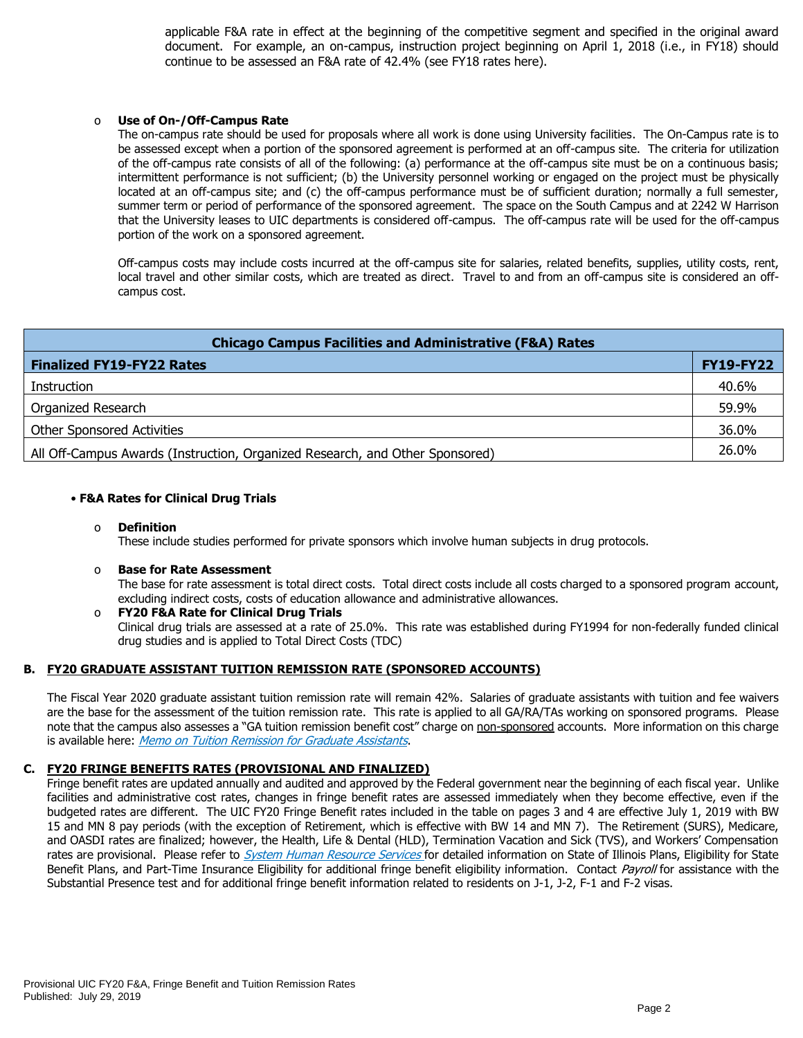applicable F&A rate in effect at the beginning of the competitive segment and specified in the original award document. For example, an on-campus, instruction project beginning on April 1, 2018 (i.e., in FY18) should continue to be assessed an F&A rate of 42.4% (see FY18 rates here).

- **Use of On-/Off-Campus Rate**

  The on-campus rate should be used for proposals where all work is done using University facilities. The On-Campus rate is to be assessed except when a portion of the sponsored agreement is performed at an off-campus site. The criteria for utilization of the off-campus rate consists of all of the following: (a) performance at the off-campus site must be on a continuous basis; intermittent performance is not sufficient; (b) the University personnel working or engaged on the project must be physically located at an off-campus site; and (c) the off-campus performance must be of sufficient duration; normally a full semester, summer term or period of performance of the sponsored agreement. The space on the South Campus and at 2242 W Harrison that the University leases to UIC departments is considered off-campus. The off-campus rate will be used for the off-campus portion of the work on a sponsored agreement.

  Off-campus costs may include costs incurred at the off-campus site for salaries, related benefits, supplies, utility costs, rent, local travel and other similar costs, which are treated as direct. Travel to and from an off-campus site is considered an off-campus cost.

| Chicago Campus Facilities and Administrative (F&A) Rates | |
|---|---|
| **Finalized FY19-FY22 Rates** | **FY19-FY22** |
| Instruction | 40.6% |
| Organized Research | 59.9% |
| Other Sponsored Activities | 36.0% |
| All Off-Campus Awards (Instruction, Organized Research, and Other Sponsored) | 26.0% |

- **F&A Rates for Clinical Drug Trials**

  - **Definition**

    These include studies performed for private sponsors which involve human subjects in drug protocols.

  - **Base for Rate Assessment**

    The base for rate assessment is total direct costs. Total direct costs include all costs charged to a sponsored program account, excluding indirect costs, costs of education allowance and administrative allowances.

  - **FY20 F&A Rate for Clinical Drug Trials**

    Clinical drug trials are assessed at a rate of 25.0%. This rate was established during FY1994 for non-federally funded clinical drug studies and is applied to Total Direct Costs (TDC)

## B. FY20 GRADUATE ASSISTANT TUITION REMISSION RATE (SPONSORED ACCOUNTS)

The Fiscal Year 2020 graduate assistant tuition remission rate will remain 42%. Salaries of graduate assistants with tuition and fee waivers are the base for the assessment of the tuition remission rate. This rate is applied to all GA/RA/TAs working on sponsored programs. Please note that the campus also assesses a "GA tuition remission benefit cost" charge on non-sponsored accounts. More information on this charge is available here: *Memo on Tuition Remission for Graduate Assistants*.

## C. FY20 FRINGE BENEFITS RATES (PROVISIONAL AND FINALIZED)

Fringe benefit rates are updated annually and audited and approved by the Federal government near the beginning of each fiscal year. Unlike facilities and administrative cost rates, changes in fringe benefit rates are assessed immediately when they become effective, even if the budgeted rates are different. The UIC FY20 Fringe Benefit rates included in the table on pages 3 and 4 are effective July 1, 2019 with BW 15 and MN 8 pay periods (with the exception of Retirement, which is effective with BW 14 and MN 7). The Retirement (SURS), Medicare, and OASDI rates are finalized; however, the Health, Life & Dental (HLD), Termination Vacation and Sick (TVS), and Workers' Compensation rates are provisional. Please refer to *System Human Resource Services* for detailed information on State of Illinois Plans, Eligibility for State Benefit Plans, and Part-Time Insurance Eligibility for additional fringe benefit eligibility information. Contact *Payroll* for assistance with the Substantial Presence test and for additional fringe benefit information related to residents on J-1, J-2, F-1 and F-2 visas.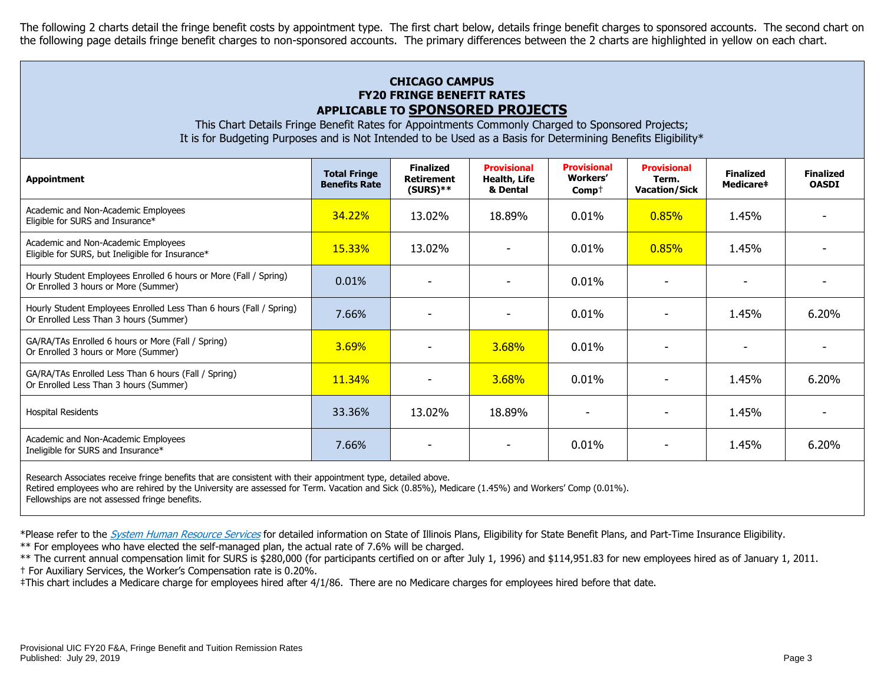The following 2 charts detail the fringe benefit costs by appointment type. The first chart below, details fringe benefit charges to sponsored accounts. The second chart on the following page details fringe benefit charges to non-sponsored accounts. The primary differences between the 2 charts are highlighted in yellow on each chart.

## CHICAGO CAMPUS
## FY20 FRINGE BENEFIT RATES
## APPLICABLE TO SPONSORED PROJECTS

This Chart Details Fringe Benefit Rates for Appointments Commonly Charged to Sponsored Projects;
It is for Budgeting Purposes and is Not Intended to be Used as a Basis for Determining Benefits Eligibility*

| Appointment | Total Fringe Benefits Rate | Finalized Retirement (SURS)** | Provisional Health, Life & Dental | Provisional Workers' Comp† | Provisional Term. Vacation/Sick | Finalized Medicare‡ | Finalized OASDI |
|---|---|---|---|---|---|---|---|
| Academic and Non-Academic Employees Eligible for SURS and Insurance* | 34.22% | 13.02% | 18.89% | 0.01% | 0.85% | 1.45% | - |
| Academic and Non-Academic Employees Eligible for SURS, but Ineligible for Insurance* | 15.33% | 13.02% | - | 0.01% | 0.85% | 1.45% | - |
| Hourly Student Employees Enrolled 6 hours or More (Fall / Spring) Or Enrolled 3 hours or More (Summer) | 0.01% | - | - | 0.01% | - | - | - |
| Hourly Student Employees Enrolled Less Than 6 hours (Fall / Spring) Or Enrolled Less Than 3 hours (Summer) | 7.66% | - | - | 0.01% | - | 1.45% | 6.20% |
| GA/RA/TAs Enrolled 6 hours or More (Fall / Spring) Or Enrolled 3 hours or More (Summer) | 3.69% | - | 3.68% | 0.01% | - | - | - |
| GA/RA/TAs Enrolled Less Than 6 hours (Fall / Spring) Or Enrolled Less Than 3 hours (Summer) | 11.34% | - | 3.68% | 0.01% | - | 1.45% | 6.20% |
| Hospital Residents | 33.36% | 13.02% | 18.89% | - | - | 1.45% | - |
| Academic and Non-Academic Employees Ineligible for SURS and Insurance* | 7.66% | - | - | 0.01% | - | 1.45% | 6.20% |

Research Associates receive fringe benefits that are consistent with their appointment type, detailed above.
Retired employees who are rehired by the University are assessed for Term. Vacation and Sick (0.85%), Medicare (1.45%) and Workers' Comp (0.01%).
Fellowships are not assessed fringe benefits.

*Please refer to the *System Human Resource Services* for detailed information on State of Illinois Plans, Eligibility for State Benefit Plans, and Part-Time Insurance Eligibility.
** For employees who have elected the self-managed plan, the actual rate of 7.6% will be charged.
** The current annual compensation limit for SURS is $280,000 (for participants certified on or after July 1, 1996) and $114,951.83 for new employees hired as of January 1, 2011.
† For Auxiliary Services, the Worker's Compensation rate is 0.20%.
‡This chart includes a Medicare charge for employees hired after 4/1/86. There are no Medicare charges for employees hired before that date.

Provisional UIC FY20 F&A, Fringe Benefit and Tuition Remission Rates
Published: July 29, 2019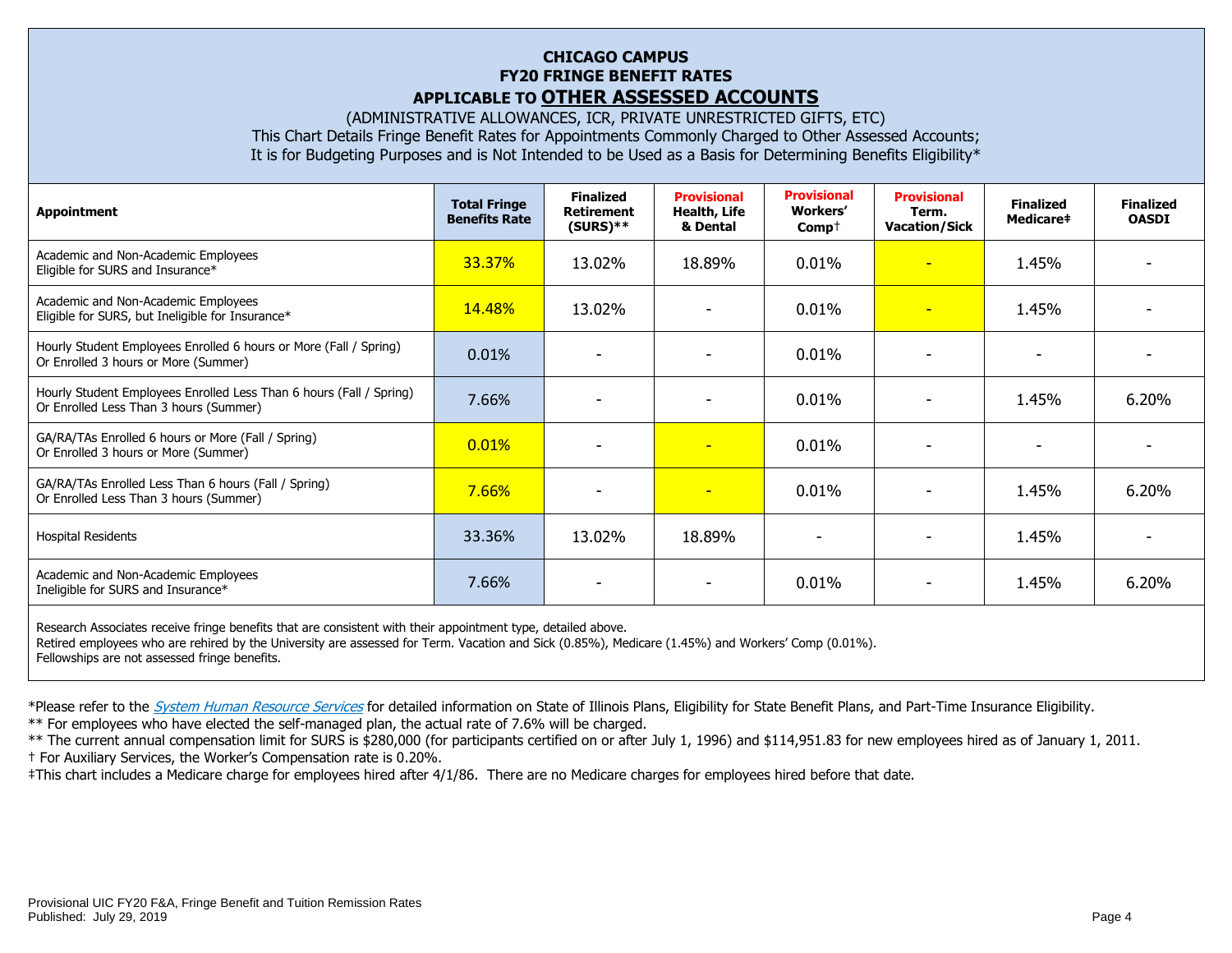## CHICAGO CAMPUS
## FY20 FRINGE BENEFIT RATES
## APPLICABLE TO OTHER ASSESSED ACCOUNTS

(ADMINISTRATIVE ALLOWANCES, ICR, PRIVATE UNRESTRICTED GIFTS, ETC)

This Chart Details Fringe Benefit Rates for Appointments Commonly Charged to Other Assessed Accounts;
It is for Budgeting Purposes and is Not Intended to be Used as a Basis for Determining Benefits Eligibility*

| Appointment | Total Fringe Benefits Rate | Finalized Retirement (SURS)** | Provisional Health, Life & Dental | Provisional Workers' Comp† | Provisional Term. Vacation/Sick | Finalized Medicare‡ | Finalized OASDI |
|---|---|---|---|---|---|---|---|
| Academic and Non-Academic Employees Eligible for SURS and Insurance* | 33.37% | 13.02% | 18.89% | 0.01% | - | 1.45% | - |
| Academic and Non-Academic Employees Eligible for SURS, but Ineligible for Insurance* | 14.48% | 13.02% | - | 0.01% | - | 1.45% | - |
| Hourly Student Employees Enrolled 6 hours or More (Fall / Spring) Or Enrolled 3 hours or More (Summer) | 0.01% | - | - | 0.01% | - | - | - |
| Hourly Student Employees Enrolled Less Than 6 hours (Fall / Spring) Or Enrolled Less Than 3 hours (Summer) | 7.66% | - | - | 0.01% | - | 1.45% | 6.20% |
| GA/RA/TAs Enrolled 6 hours or More (Fall / Spring) Or Enrolled 3 hours or More (Summer) | 0.01% | - | - | 0.01% | - | - | - |
| GA/RA/TAs Enrolled Less Than 6 hours (Fall / Spring) Or Enrolled Less Than 3 hours (Summer) | 7.66% | - | - | 0.01% | - | 1.45% | 6.20% |
| Hospital Residents | 33.36% | 13.02% | 18.89% | - | - | 1.45% | - |
| Academic and Non-Academic Employees Ineligible for SURS and Insurance* | 7.66% | - | - | 0.01% | - | 1.45% | 6.20% |

Research Associates receive fringe benefits that are consistent with their appointment type, detailed above.
Retired employees who are rehired by the University are assessed for Term. Vacation and Sick (0.85%), Medicare (1.45%) and Workers' Comp (0.01%).
Fellowships are not assessed fringe benefits.

*Please refer to the *System Human Resource Services* for detailed information on State of Illinois Plans, Eligibility for State Benefit Plans, and Part-Time Insurance Eligibility.

** For employees who have elected the self-managed plan, the actual rate of 7.6% will be charged.

** The current annual compensation limit for SURS is $280,000 (for participants certified on or after July 1, 1996) and $114,951.83 for new employees hired as of January 1, 2011.

† For Auxiliary Services, the Worker's Compensation rate is 0.20%.

‡This chart includes a Medicare charge for employees hired after 4/1/86. There are no Medicare charges for employees hired before that date.

Provisional UIC FY20 F&A, Fringe Benefit and Tuition Remission Rates
Published: July 29, 2019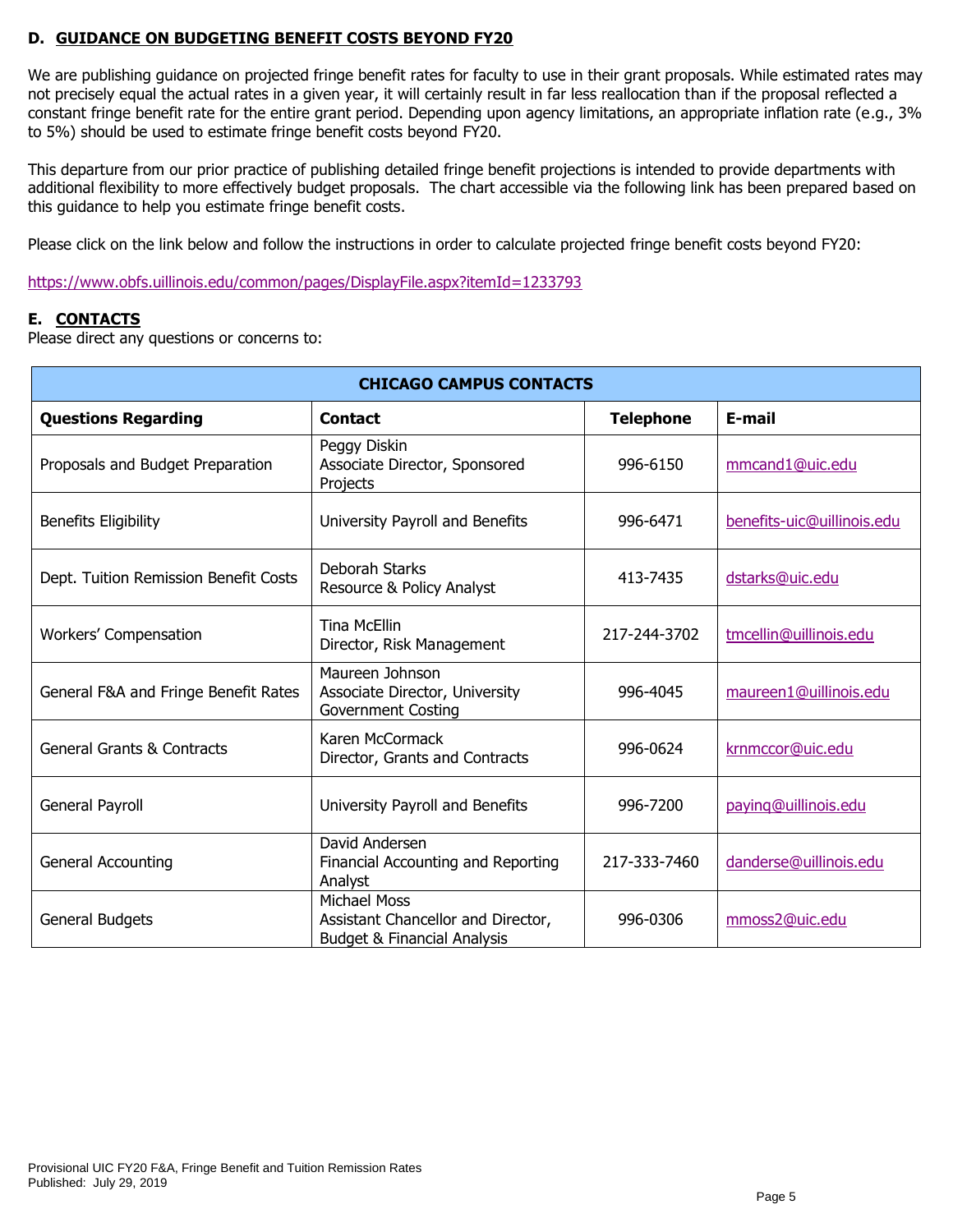## D. GUIDANCE ON BUDGETING BENEFIT COSTS BEYOND FY20

We are publishing guidance on projected fringe benefit rates for faculty to use in their grant proposals. While estimated rates may not precisely equal the actual rates in a given year, it will certainly result in far less reallocation than if the proposal reflected a constant fringe benefit rate for the entire grant period. Depending upon agency limitations, an appropriate inflation rate (e.g., 3% to 5%) should be used to estimate fringe benefit costs beyond FY20.

This departure from our prior practice of publishing detailed fringe benefit projections is intended to provide departments with additional flexibility to more effectively budget proposals. The chart accessible via the following link has been prepared based on this guidance to help you estimate fringe benefit costs.

Please click on the link below and follow the instructions in order to calculate projected fringe benefit costs beyond FY20:

https://www.obfs.uillinois.edu/common/pages/DisplayFile.aspx?itemId=1233793

## E. CONTACTS

Please direct any questions or concerns to:

| CHICAGO CAMPUS CONTACTS | | | |
|---|---|---|---|
| **Questions Regarding** | **Contact** | **Telephone** | **E-mail** |
| Proposals and Budget Preparation | Peggy Diskin<br>Associate Director, Sponsored Projects | 996-6150 | mmcand1@uic.edu |
| Benefits Eligibility | University Payroll and Benefits | 996-6471 | benefits-uic@uillinois.edu |
| Dept. Tuition Remission Benefit Costs | Deborah Starks<br>Resource & Policy Analyst | 413-7435 | dstarks@uic.edu |
| Workers' Compensation | Tina McEllin<br>Director, Risk Management | 217-244-3702 | tmcellin@uillinois.edu |
| General F&A and Fringe Benefit Rates | Maureen Johnson<br>Associate Director, University Government Costing | 996-4045 | maureen1@uillinois.edu |
| General Grants & Contracts | Karen McCormack<br>Director, Grants and Contracts | 996-0624 | krnmccor@uic.edu |
| General Payroll | University Payroll and Benefits | 996-7200 | payinq@uillinois.edu |
| General Accounting | David Andersen<br>Financial Accounting and Reporting Analyst | 217-333-7460 | danderse@uillinois.edu |
| General Budgets | Michael Moss<br>Assistant Chancellor and Director, Budget & Financial Analysis | 996-0306 | mmoss2@uic.edu |

Provisional UIC FY20 F&A, Fringe Benefit and Tuition Remission Rates
Published: July 29, 2019